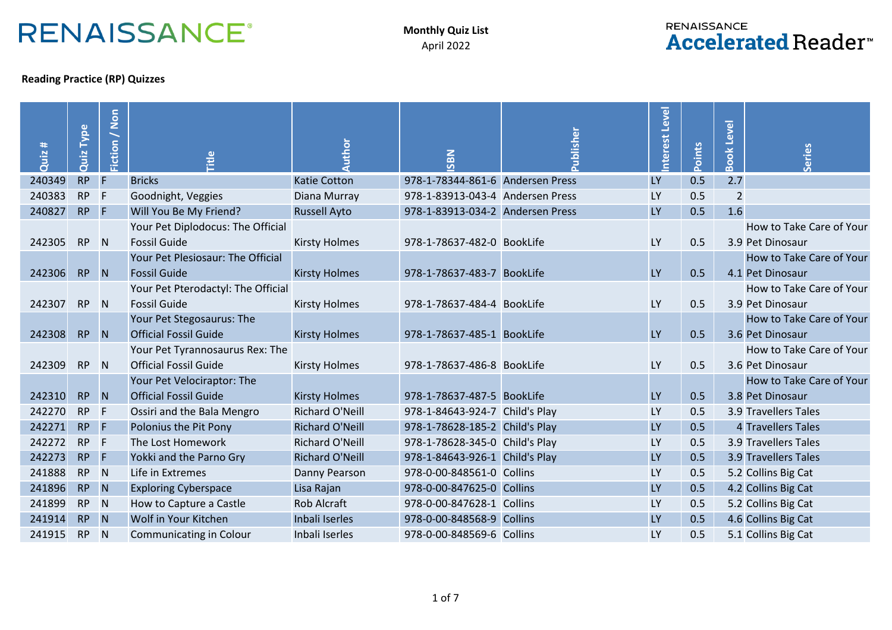RENAISSANCE®

**Monthly Quiz List**
April 2022

RENAISSANCE **Accelerated** Reader™

**Reading Practice (RP) Quizzes**

| Quiz # | Quiz Type | Fiction / Non | Title | Author | ISBN | Publisher | Interest Level | Points | Book Level | Series |
|---|---|---|---|---|---|---|---|---|---|---|
| 240349 | RP | F | Bricks | Katie Cotton | 978-1-78344-861-6 | Andersen Press | LY | 0.5 | 2.7 | |
| 240383 | RP | F | Goodnight, Veggies | Diana Murray | 978-1-83913-043-4 | Andersen Press | LY | 0.5 | 2 | |
| 240827 | RP | F | Will You Be My Friend? | Russell Ayto | 978-1-83913-034-2 | Andersen Press | LY | 0.5 | 1.6 | |
| 242305 | RP | N | Your Pet Diplodocus: The Official Fossil Guide | Kirsty Holmes | 978-1-78637-482-0 | BookLife | LY | 0.5 | 3.9 | How to Take Care of Your Pet Dinosaur |
| 242306 | RP | N | Your Pet Plesiosaur: The Official Fossil Guide | Kirsty Holmes | 978-1-78637-483-7 | BookLife | LY | 0.5 | 4.1 | How to Take Care of Your Pet Dinosaur |
| 242307 | RP | N | Your Pet Pterodactyl: The Official Fossil Guide | Kirsty Holmes | 978-1-78637-484-4 | BookLife | LY | 0.5 | 3.9 | How to Take Care of Your Pet Dinosaur |
| 242308 | RP | N | Your Pet Stegosaurus: The Official Fossil Guide | Kirsty Holmes | 978-1-78637-485-1 | BookLife | LY | 0.5 | 3.6 | How to Take Care of Your Pet Dinosaur |
| 242309 | RP | N | Your Pet Tyrannosaurus Rex: The Official Fossil Guide | Kirsty Holmes | 978-1-78637-486-8 | BookLife | LY | 0.5 | 3.6 | How to Take Care of Your Pet Dinosaur |
| 242310 | RP | N | Your Pet Velociraptor: The Official Fossil Guide | Kirsty Holmes | 978-1-78637-487-5 | BookLife | LY | 0.5 | 3.8 | How to Take Care of Your Pet Dinosaur |
| 242270 | RP | F | Ossiri and the Bala Mengro | Richard O'Neill | 978-1-84643-924-7 | Child's Play | LY | 0.5 | 3.9 | Travellers Tales |
| 242271 | RP | F | Polonius the Pit Pony | Richard O'Neill | 978-1-78628-185-2 | Child's Play | LY | 0.5 | 4 | Travellers Tales |
| 242272 | RP | F | The Lost Homework | Richard O'Neill | 978-1-78628-345-0 | Child's Play | LY | 0.5 | 3.9 | Travellers Tales |
| 242273 | RP | F | Yokki and the Parno Gry | Richard O'Neill | 978-1-84643-926-1 | Child's Play | LY | 0.5 | 3.9 | Travellers Tales |
| 241888 | RP | N | Life in Extremes | Danny Pearson | 978-0-00-848561-0 | Collins | LY | 0.5 | 5.2 | Collins Big Cat |
| 241896 | RP | N | Exploring Cyberspace | Lisa Rajan | 978-0-00-847625-0 | Collins | LY | 0.5 | 4.2 | Collins Big Cat |
| 241899 | RP | N | How to Capture a Castle | Rob Alcraft | 978-0-00-847628-1 | Collins | LY | 0.5 | 5.2 | Collins Big Cat |
| 241914 | RP | N | Wolf in Your Kitchen | Inbali Iserles | 978-0-00-848568-9 | Collins | LY | 0.5 | 4.6 | Collins Big Cat |
| 241915 | RP | N | Communicating in Colour | Inbali Iserles | 978-0-00-848569-6 | Collins | LY | 0.5 | 5.1 | Collins Big Cat |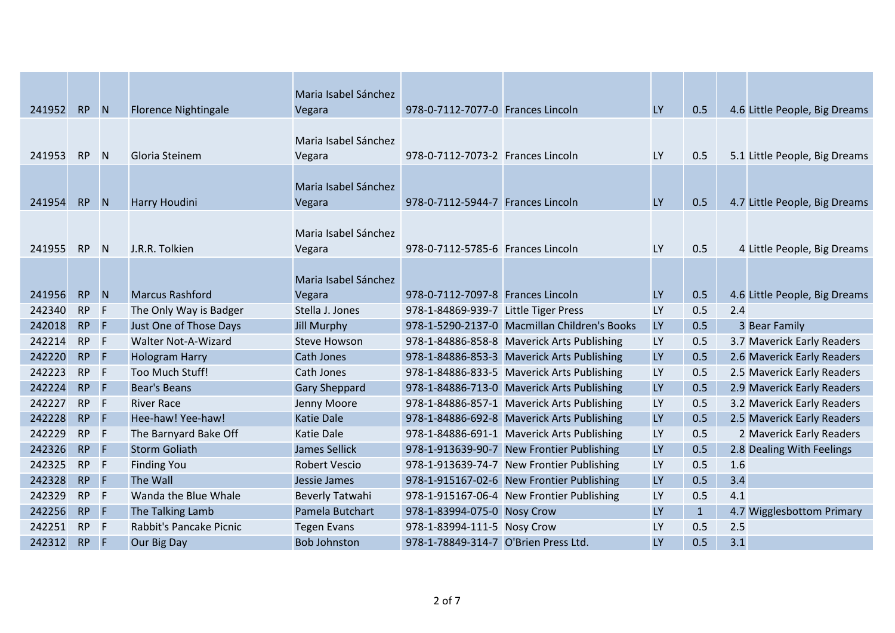| | | | | | | | | | | |
|---|---|---|---|---|---|---|---|---|---|---|
| 241952 | RP | N | Florence Nightingale | Maria Isabel Sánchez Vegara | 978-0-7112-7077-0 | Frances Lincoln | LY | 0.5 | 4.6 | Little People, Big Dreams |
| 241953 | RP | N | Gloria Steinem | Maria Isabel Sánchez Vegara | 978-0-7112-7073-2 | Frances Lincoln | LY | 0.5 | 5.1 | Little People, Big Dreams |
| 241954 | RP | N | Harry Houdini | Maria Isabel Sánchez Vegara | 978-0-7112-5944-7 | Frances Lincoln | LY | 0.5 | 4.7 | Little People, Big Dreams |
| 241955 | RP | N | J.R.R. Tolkien | Maria Isabel Sánchez Vegara | 978-0-7112-5785-6 | Frances Lincoln | LY | 0.5 | 4 | Little People, Big Dreams |
| 241956 | RP | N | Marcus Rashford | Maria Isabel Sánchez Vegara | 978-0-7112-7097-8 | Frances Lincoln | LY | 0.5 | 4.6 | Little People, Big Dreams |
| 242340 | RP | F | The Only Way is Badger | Stella J. Jones | 978-1-84869-939-7 | Little Tiger Press | LY | 0.5 | 2.4 | |
| 242018 | RP | F | Just One of Those Days | Jill Murphy | 978-1-5290-2137-0 | Macmillan Children's Books | LY | 0.5 | 3 | Bear Family |
| 242214 | RP | F | Walter Not-A-Wizard | Steve Howson | 978-1-84886-858-8 | Maverick Arts Publishing | LY | 0.5 | 3.7 | Maverick Early Readers |
| 242220 | RP | F | Hologram Harry | Cath Jones | 978-1-84886-853-3 | Maverick Arts Publishing | LY | 0.5 | 2.6 | Maverick Early Readers |
| 242223 | RP | F | Too Much Stuff! | Cath Jones | 978-1-84886-833-5 | Maverick Arts Publishing | LY | 0.5 | 2.5 | Maverick Early Readers |
| 242224 | RP | F | Bear's Beans | Gary Sheppard | 978-1-84886-713-0 | Maverick Arts Publishing | LY | 0.5 | 2.9 | Maverick Early Readers |
| 242227 | RP | F | River Race | Jenny Moore | 978-1-84886-857-1 | Maverick Arts Publishing | LY | 0.5 | 3.2 | Maverick Early Readers |
| 242228 | RP | F | Hee-haw! Yee-haw! | Katie Dale | 978-1-84886-692-8 | Maverick Arts Publishing | LY | 0.5 | 2.5 | Maverick Early Readers |
| 242229 | RP | F | The Barnyard Bake Off | Katie Dale | 978-1-84886-691-1 | Maverick Arts Publishing | LY | 0.5 | 2 | Maverick Early Readers |
| 242326 | RP | F | Storm Goliath | James Sellick | 978-1-913639-90-7 | New Frontier Publishing | LY | 0.5 | 2.8 | Dealing With Feelings |
| 242325 | RP | F | Finding You | Robert Vescio | 978-1-913639-74-7 | New Frontier Publishing | LY | 0.5 | 1.6 | |
| 242328 | RP | F | The Wall | Jessie James | 978-1-915167-02-6 | New Frontier Publishing | LY | 0.5 | 3.4 | |
| 242329 | RP | F | Wanda the Blue Whale | Beverly Tatwahi | 978-1-915167-06-4 | New Frontier Publishing | LY | 0.5 | 4.1 | |
| 242256 | RP | F | The Talking Lamb | Pamela Butchart | 978-1-83994-075-0 | Nosy Crow | LY | 1 | 4.7 | Wigglesbottom Primary |
| 242251 | RP | F | Rabbit's Pancake Picnic | Tegen Evans | 978-1-83994-111-5 | Nosy Crow | LY | 0.5 | 2.5 | |
| 242312 | RP | F | Our Big Day | Bob Johnston | 978-1-78849-314-7 | O'Brien Press Ltd. | LY | 0.5 | 3.1 | |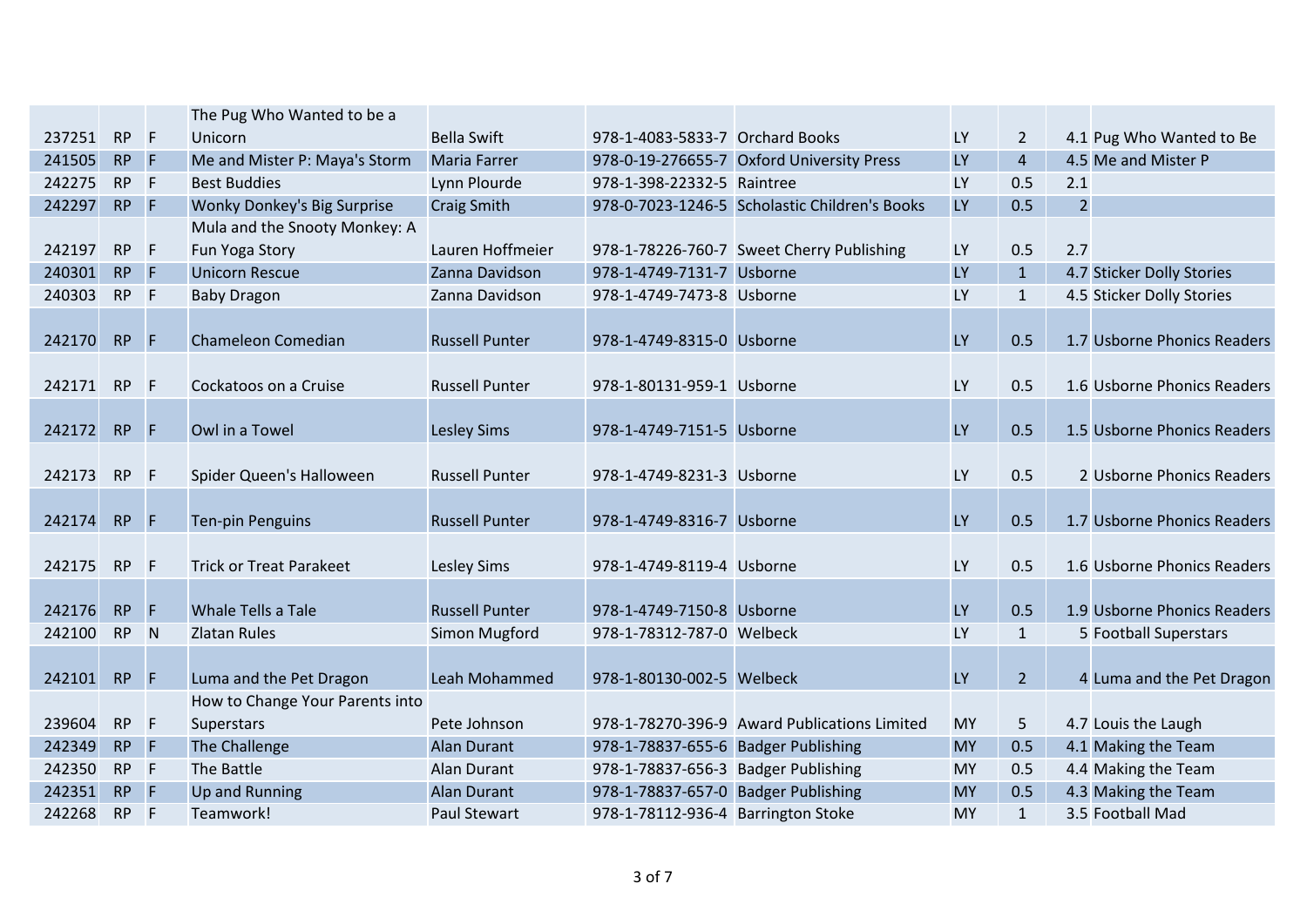| | | | | | | | | | | |
|---|---|---|---|---|---|---|---|---|---|---|
| 237251 | RP | F | The Pug Who Wanted to be a Unicorn | Bella Swift | 978-1-4083-5833-7 | Orchard Books | LY | 2 | 4.1 | Pug Who Wanted to Be |
| 241505 | RP | F | Me and Mister P: Maya's Storm | Maria Farrer | 978-0-19-276655-7 | Oxford University Press | LY | 4 | 4.5 | Me and Mister P |
| 242275 | RP | F | Best Buddies | Lynn Plourde | 978-1-398-22332-5 | Raintree | LY | 0.5 | 2.1 | |
| 242297 | RP | F | Wonky Donkey's Big Surprise | Craig Smith | 978-0-7023-1246-5 | Scholastic Children's Books | LY | 0.5 | 2 | |
| 242197 | RP | F | Mula and the Snooty Monkey: A Fun Yoga Story | Lauren Hoffmeier | 978-1-78226-760-7 | Sweet Cherry Publishing | LY | 0.5 | 2.7 | |
| 240301 | RP | F | Unicorn Rescue | Zanna Davidson | 978-1-4749-7131-7 | Usborne | LY | 1 | 4.7 | Sticker Dolly Stories |
| 240303 | RP | F | Baby Dragon | Zanna Davidson | 978-1-4749-7473-8 | Usborne | LY | 1 | 4.5 | Sticker Dolly Stories |
| 242170 | RP | F | Chameleon Comedian | Russell Punter | 978-1-4749-8315-0 | Usborne | LY | 0.5 | 1.7 | Usborne Phonics Readers |
| 242171 | RP | F | Cockatoos on a Cruise | Russell Punter | 978-1-80131-959-1 | Usborne | LY | 0.5 | 1.6 | Usborne Phonics Readers |
| 242172 | RP | F | Owl in a Towel | Lesley Sims | 978-1-4749-7151-5 | Usborne | LY | 0.5 | 1.5 | Usborne Phonics Readers |
| 242173 | RP | F | Spider Queen's Halloween | Russell Punter | 978-1-4749-8231-3 | Usborne | LY | 0.5 | 2 | Usborne Phonics Readers |
| 242174 | RP | F | Ten-pin Penguins | Russell Punter | 978-1-4749-8316-7 | Usborne | LY | 0.5 | 1.7 | Usborne Phonics Readers |
| 242175 | RP | F | Trick or Treat Parakeet | Lesley Sims | 978-1-4749-8119-4 | Usborne | LY | 0.5 | 1.6 | Usborne Phonics Readers |
| 242176 | RP | F | Whale Tells a Tale | Russell Punter | 978-1-4749-7150-8 | Usborne | LY | 0.5 | 1.9 | Usborne Phonics Readers |
| 242100 | RP | N | Zlatan Rules | Simon Mugford | 978-1-78312-787-0 | Welbeck | LY | 1 | 5 | Football Superstars |
| 242101 | RP | F | Luma and the Pet Dragon | Leah Mohammed | 978-1-80130-002-5 | Welbeck | LY | 2 | 4 | Luma and the Pet Dragon |
| 239604 | RP | F | How to Change Your Parents into Superstars | Pete Johnson | 978-1-78270-396-9 | Award Publications Limited | MY | 5 | 4.7 | Louis the Laugh |
| 242349 | RP | F | The Challenge | Alan Durant | 978-1-78837-655-6 | Badger Publishing | MY | 0.5 | 4.1 | Making the Team |
| 242350 | RP | F | The Battle | Alan Durant | 978-1-78837-656-3 | Badger Publishing | MY | 0.5 | 4.4 | Making the Team |
| 242351 | RP | F | Up and Running | Alan Durant | 978-1-78837-657-0 | Badger Publishing | MY | 0.5 | 4.3 | Making the Team |
| 242268 | RP | F | Teamwork! | Paul Stewart | 978-1-78112-936-4 | Barrington Stoke | MY | 1 | 3.5 | Football Mad |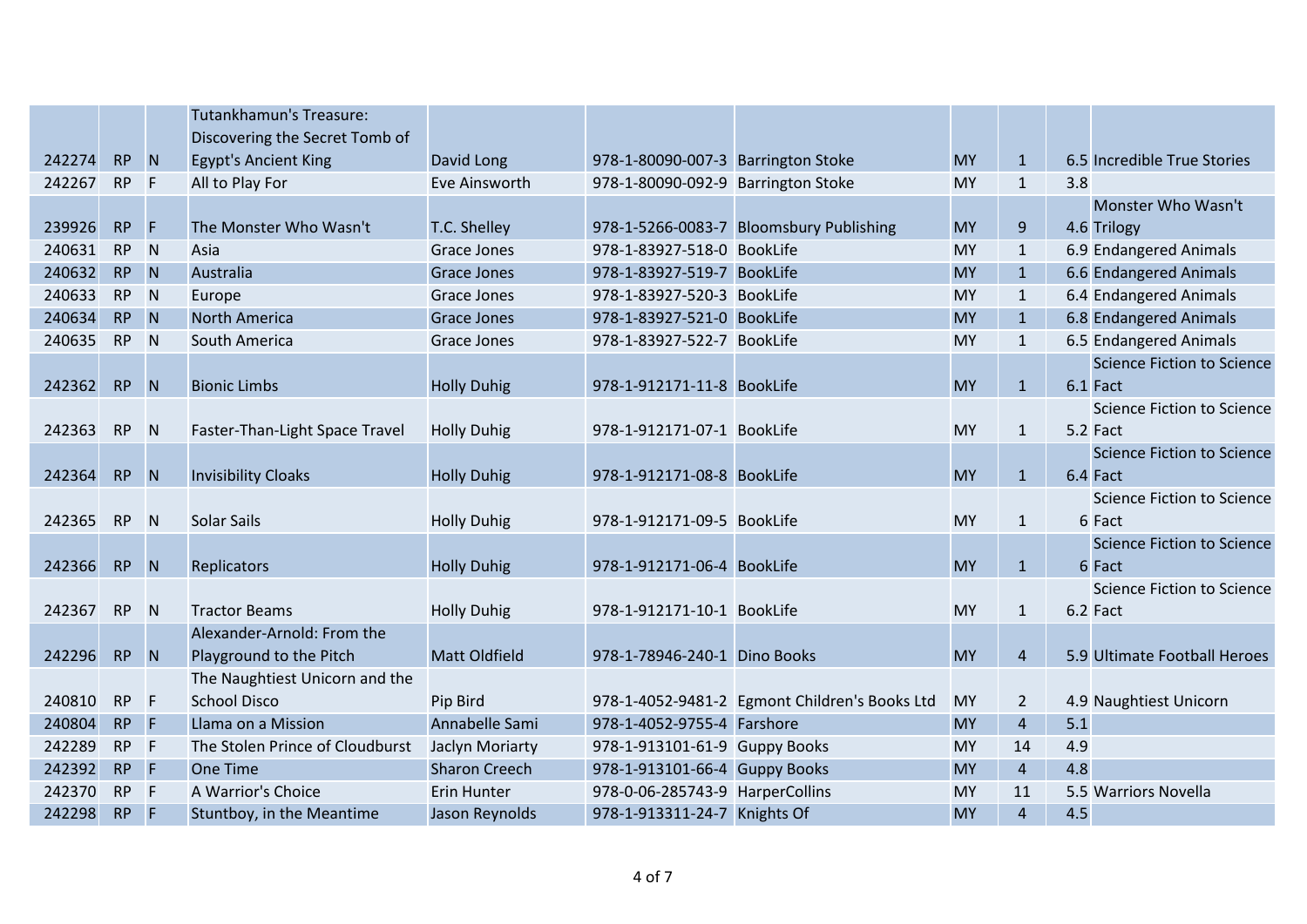| | | | | | | | | | | |
|---|---|---|---|---|---|---|---|---|---|---|
| 242274 | RP | N | Tutankhamun's Treasure: Discovering the Secret Tomb of Egypt's Ancient King | David Long | 978-1-80090-007-3 | Barrington Stoke | MY | 1 | 6.5 | Incredible True Stories |
| 242267 | RP | F | All to Play For | Eve Ainsworth | 978-1-80090-092-9 | Barrington Stoke | MY | 1 | 3.8 | |
| 239926 | RP | F | The Monster Who Wasn't | T.C. Shelley | 978-1-5266-0083-7 | Bloomsbury Publishing | MY | 9 | 4.6 | Monster Who Wasn't Trilogy |
| 240631 | RP | N | Asia | Grace Jones | 978-1-83927-518-0 | BookLife | MY | 1 | 6.9 | Endangered Animals |
| 240632 | RP | N | Australia | Grace Jones | 978-1-83927-519-7 | BookLife | MY | 1 | 6.6 | Endangered Animals |
| 240633 | RP | N | Europe | Grace Jones | 978-1-83927-520-3 | BookLife | MY | 1 | 6.4 | Endangered Animals |
| 240634 | RP | N | North America | Grace Jones | 978-1-83927-521-0 | BookLife | MY | 1 | 6.8 | Endangered Animals |
| 240635 | RP | N | South America | Grace Jones | 978-1-83927-522-7 | BookLife | MY | 1 | 6.5 | Endangered Animals |
| 242362 | RP | N | Bionic Limbs | Holly Duhig | 978-1-912171-11-8 | BookLife | MY | 1 | 6.1 | Science Fiction to Science Fact |
| 242363 | RP | N | Faster-Than-Light Space Travel | Holly Duhig | 978-1-912171-07-1 | BookLife | MY | 1 | 5.2 | Science Fiction to Science Fact |
| 242364 | RP | N | Invisibility Cloaks | Holly Duhig | 978-1-912171-08-8 | BookLife | MY | 1 | 6.4 | Science Fiction to Science Fact |
| 242365 | RP | N | Solar Sails | Holly Duhig | 978-1-912171-09-5 | BookLife | MY | 1 | 6 | Science Fiction to Science Fact |
| 242366 | RP | N | Replicators | Holly Duhig | 978-1-912171-06-4 | BookLife | MY | 1 | 6 | Science Fiction to Science Fact |
| 242367 | RP | N | Tractor Beams | Holly Duhig | 978-1-912171-10-1 | BookLife | MY | 1 | 6.2 | Science Fiction to Science Fact |
| 242296 | RP | N | Alexander-Arnold: From the Playground to the Pitch | Matt Oldfield | 978-1-78946-240-1 | Dino Books | MY | 4 | 5.9 | Ultimate Football Heroes |
| 240810 | RP | F | The Naughtiest Unicorn and the School Disco | Pip Bird | 978-1-4052-9481-2 | Egmont Children's Books Ltd | MY | 2 | 4.9 | Naughtiest Unicorn |
| 240804 | RP | F | Llama on a Mission | Annabelle Sami | 978-1-4052-9755-4 | Farshore | MY | 4 | 5.1 | |
| 242289 | RP | F | The Stolen Prince of Cloudburst | Jaclyn Moriarty | 978-1-913101-61-9 | Guppy Books | MY | 14 | 4.9 | |
| 242392 | RP | F | One Time | Sharon Creech | 978-1-913101-66-4 | Guppy Books | MY | 4 | 4.8 | |
| 242370 | RP | F | A Warrior's Choice | Erin Hunter | 978-0-06-285743-9 | HarperCollins | MY | 11 | 5.5 | Warriors Novella |
| 242298 | RP | F | Stuntboy, in the Meantime | Jason Reynolds | 978-1-913311-24-7 | Knights Of | MY | 4 | 4.5 | |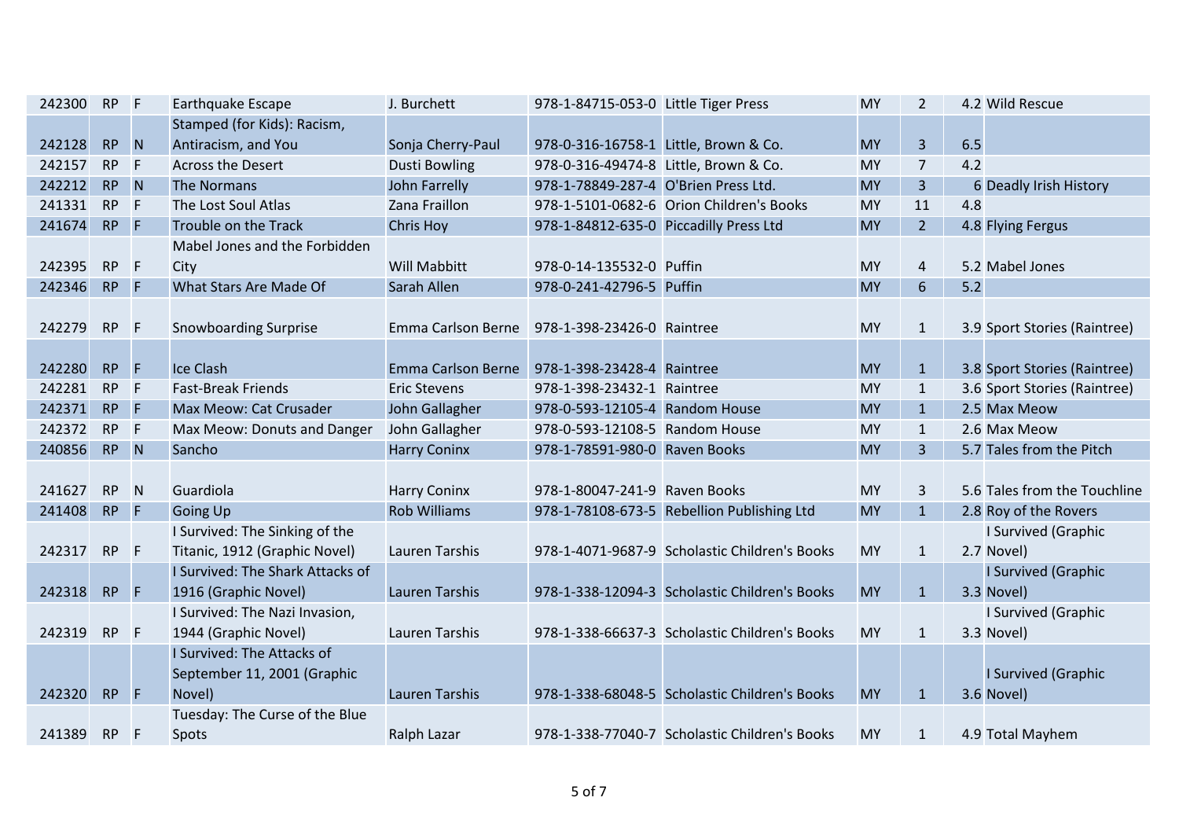| | | | | | | | | | |
|---|---|---|---|---|---|---|---|---|---|
| 242300 | RP | F | Earthquake Escape | J. Burchett | 978-1-84715-053-0 | Little Tiger Press | MY | 2 | 4.2 | Wild Rescue |
| 242128 | RP | N | Stamped (for Kids): Racism, Antiracism, and You | Sonja Cherry-Paul | 978-0-316-16758-1 | Little, Brown & Co. | MY | 3 | 6.5 | |
| 242157 | RP | F | Across the Desert | Dusti Bowling | 978-0-316-49474-8 | Little, Brown & Co. | MY | 7 | 4.2 | |
| 242212 | RP | N | The Normans | John Farrelly | 978-1-78849-287-4 | O'Brien Press Ltd. | MY | 3 | 6 | Deadly Irish History |
| 241331 | RP | F | The Lost Soul Atlas | Zana Fraillon | 978-1-5101-0682-6 | Orion Children's Books | MY | 11 | 4.8 | |
| 241674 | RP | F | Trouble on the Track | Chris Hoy | 978-1-84812-635-0 | Piccadilly Press Ltd | MY | 2 | 4.8 | Flying Fergus |
| 242395 | RP | F | Mabel Jones and the Forbidden City | Will Mabbitt | 978-0-14-135532-0 | Puffin | MY | 4 | 5.2 | Mabel Jones |
| 242346 | RP | F | What Stars Are Made Of | Sarah Allen | 978-0-241-42796-5 | Puffin | MY | 6 | 5.2 | |
| 242279 | RP | F | Snowboarding Surprise | Emma Carlson Berne | 978-1-398-23426-0 | Raintree | MY | 1 | 3.9 | Sport Stories (Raintree) |
| 242280 | RP | F | Ice Clash | Emma Carlson Berne | 978-1-398-23428-4 | Raintree | MY | 1 | 3.8 | Sport Stories (Raintree) |
| 242281 | RP | F | Fast-Break Friends | Eric Stevens | 978-1-398-23432-1 | Raintree | MY | 1 | 3.6 | Sport Stories (Raintree) |
| 242371 | RP | F | Max Meow: Cat Crusader | John Gallagher | 978-0-593-12105-4 | Random House | MY | 1 | 2.5 | Max Meow |
| 242372 | RP | F | Max Meow: Donuts and Danger | John Gallagher | 978-0-593-12108-5 | Random House | MY | 1 | 2.6 | Max Meow |
| 240856 | RP | N | Sancho | Harry Coninx | 978-1-78591-980-0 | Raven Books | MY | 3 | 5.7 | Tales from the Pitch |
| 241627 | RP | N | Guardiola | Harry Coninx | 978-1-80047-241-9 | Raven Books | MY | 3 | 5.6 | Tales from the Touchline |
| 241408 | RP | F | Going Up | Rob Williams | 978-1-78108-673-5 | Rebellion Publishing Ltd | MY | 1 | 2.8 | Roy of the Rovers |
| 242317 | RP | F | I Survived: The Sinking of the Titanic, 1912 (Graphic Novel) | Lauren Tarshis | 978-1-4071-9687-9 | Scholastic Children's Books | MY | 1 | 2.7 | I Survived (Graphic Novel) |
| 242318 | RP | F | I Survived: The Shark Attacks of 1916 (Graphic Novel) | Lauren Tarshis | 978-1-338-12094-3 | Scholastic Children's Books | MY | 1 | 3.3 | I Survived (Graphic Novel) |
| 242319 | RP | F | I Survived: The Nazi Invasion, 1944 (Graphic Novel) | Lauren Tarshis | 978-1-338-66637-3 | Scholastic Children's Books | MY | 1 | 3.3 | I Survived (Graphic Novel) |
| 242320 | RP | F | I Survived: The Attacks of September 11, 2001 (Graphic Novel) | Lauren Tarshis | 978-1-338-68048-5 | Scholastic Children's Books | MY | 1 | 3.6 | I Survived (Graphic Novel) |
| 241389 | RP | F | Tuesday: The Curse of the Blue Spots | Ralph Lazar | 978-1-338-77040-7 | Scholastic Children's Books | MY | 1 | 4.9 | Total Mayhem |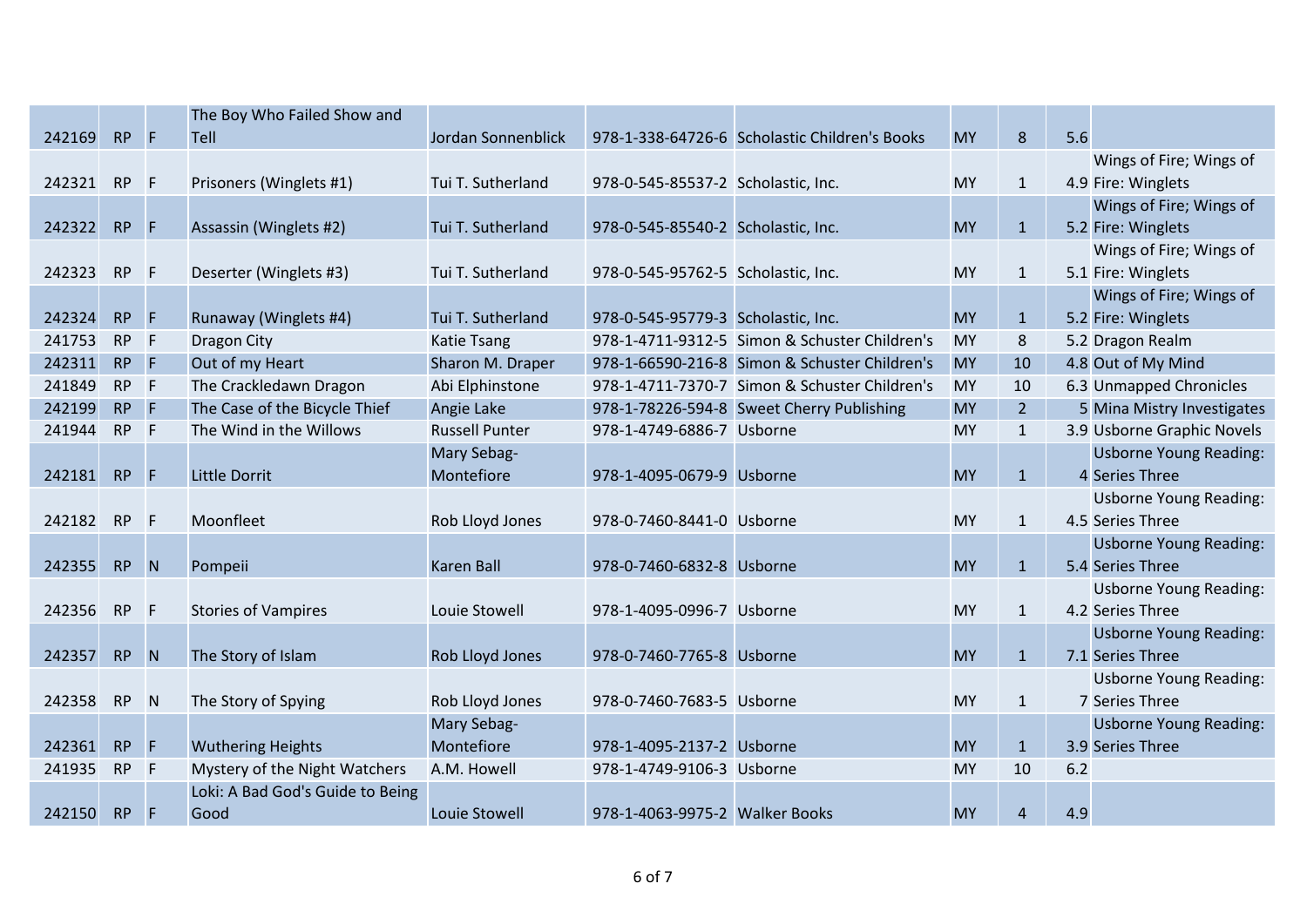| | | | | | | | | | |
|---|---|---|---|---|---|---|---|---|---|
| 242169 | RP | F | The Boy Who Failed Show and Tell | Jordan Sonnenblick | 978-1-338-64726-6 | Scholastic Children's Books | MY | 8 | 5.6 | |
| 242321 | RP | F | Prisoners (Winglets #1) | Tui T. Sutherland | 978-0-545-85537-2 | Scholastic, Inc. | MY | 1 | 4.9 | Wings of Fire; Wings of Fire: Winglets |
| 242322 | RP | F | Assassin (Winglets #2) | Tui T. Sutherland | 978-0-545-85540-2 | Scholastic, Inc. | MY | 1 | 5.2 | Wings of Fire; Wings of Fire: Winglets |
| 242323 | RP | F | Deserter (Winglets #3) | Tui T. Sutherland | 978-0-545-95762-5 | Scholastic, Inc. | MY | 1 | 5.1 | Wings of Fire; Wings of Fire: Winglets |
| 242324 | RP | F | Runaway (Winglets #4) | Tui T. Sutherland | 978-0-545-95779-3 | Scholastic, Inc. | MY | 1 | 5.2 | Wings of Fire; Wings of Fire: Winglets |
| 241753 | RP | F | Dragon City | Katie Tsang | 978-1-4711-9312-5 | Simon & Schuster Children's | MY | 8 | 5.2 | Dragon Realm |
| 242311 | RP | F | Out of my Heart | Sharon M. Draper | 978-1-66590-216-8 | Simon & Schuster Children's | MY | 10 | 4.8 | Out of My Mind |
| 241849 | RP | F | The Crackledawn Dragon | Abi Elphinstone | 978-1-4711-7370-7 | Simon & Schuster Children's | MY | 10 | 6.3 | Unmapped Chronicles |
| 242199 | RP | F | The Case of the Bicycle Thief | Angie Lake | 978-1-78226-594-8 | Sweet Cherry Publishing | MY | 2 | 5 | Mina Mistry Investigates |
| 241944 | RP | F | The Wind in the Willows | Russell Punter | 978-1-4749-6886-7 | Usborne | MY | 1 | 3.9 | Usborne Graphic Novels |
| 242181 | RP | F | Little Dorrit | Mary Sebag-Montefiore | 978-1-4095-0679-9 | Usborne | MY | 1 | 4 | Usborne Young Reading: Series Three |
| 242182 | RP | F | Moonfleet | Rob Lloyd Jones | 978-0-7460-8441-0 | Usborne | MY | 1 | 4.5 | Usborne Young Reading: Series Three |
| 242355 | RP | N | Pompeii | Karen Ball | 978-0-7460-6832-8 | Usborne | MY | 1 | 5.4 | Usborne Young Reading: Series Three |
| 242356 | RP | F | Stories of Vampires | Louie Stowell | 978-1-4095-0996-7 | Usborne | MY | 1 | 4.2 | Usborne Young Reading: Series Three |
| 242357 | RP | N | The Story of Islam | Rob Lloyd Jones | 978-0-7460-7765-8 | Usborne | MY | 1 | 7.1 | Usborne Young Reading: Series Three |
| 242358 | RP | N | The Story of Spying | Rob Lloyd Jones | 978-0-7460-7683-5 | Usborne | MY | 1 | 7 | Usborne Young Reading: Series Three |
| 242361 | RP | F | Wuthering Heights | Mary Sebag-Montefiore | 978-1-4095-2137-2 | Usborne | MY | 1 | 3.9 | Usborne Young Reading: Series Three |
| 241935 | RP | F | Mystery of the Night Watchers | A.M. Howell | 978-1-4749-9106-3 | Usborne | MY | 10 | 6.2 | |
| 242150 | RP | F | Loki: A Bad God's Guide to Being Good | Louie Stowell | 978-1-4063-9975-2 | Walker Books | MY | 4 | 4.9 | |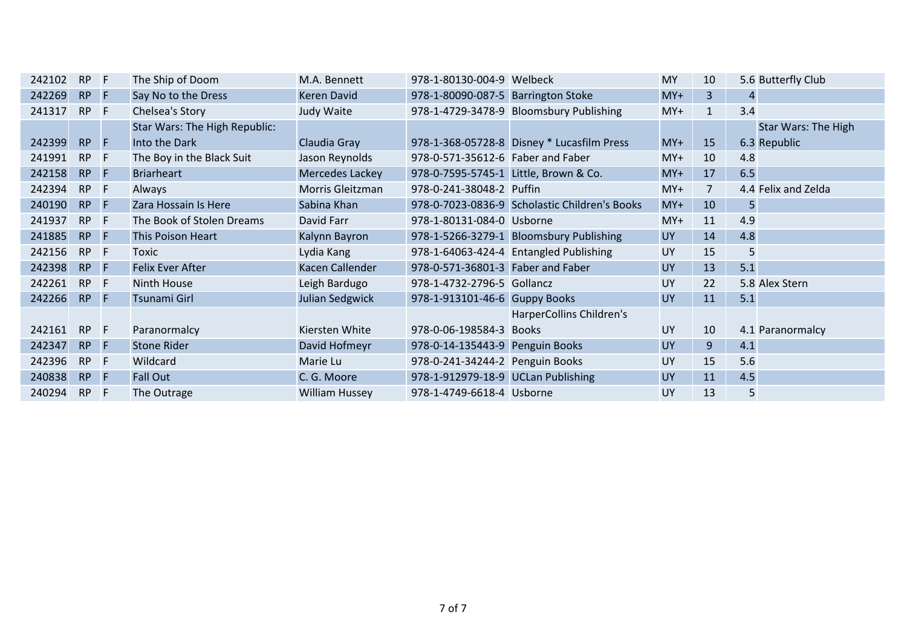| | | | | | | | | | | |
|---|---|---|---|---|---|---|---|---|---|---|
| 242102 | RP | F | The Ship of Doom | M.A. Bennett | 978-1-80130-004-9 | Welbeck | MY | 10 | 5.6 | Butterfly Club |
| 242269 | RP | F | Say No to the Dress | Keren David | 978-1-80090-087-5 | Barrington Stoke | MY+ | 3 | 4 | |
| 241317 | RP | F | Chelsea's Story | Judy Waite | 978-1-4729-3478-9 | Bloomsbury Publishing | MY+ | 1 | 3.4 | |
| 242399 | RP | F | Star Wars: The High Republic: Into the Dark | Claudia Gray | 978-1-368-05728-8 | Disney * Lucasfilm Press | MY+ | 15 | 6.3 | Star Wars: The High Republic |
| 241991 | RP | F | The Boy in the Black Suit | Jason Reynolds | 978-0-571-35612-6 | Faber and Faber | MY+ | 10 | 4.8 | |
| 242158 | RP | F | Briarheart | Mercedes Lackey | 978-0-7595-5745-1 | Little, Brown & Co. | MY+ | 17 | 6.5 | |
| 242394 | RP | F | Always | Morris Gleitzman | 978-0-241-38048-2 | Puffin | MY+ | 7 | 4.4 | Felix and Zelda |
| 240190 | RP | F | Zara Hossain Is Here | Sabina Khan | 978-0-7023-0836-9 | Scholastic Children's Books | MY+ | 10 | 5 | |
| 241937 | RP | F | The Book of Stolen Dreams | David Farr | 978-1-80131-084-0 | Usborne | MY+ | 11 | 4.9 | |
| 241885 | RP | F | This Poison Heart | Kalynn Bayron | 978-1-5266-3279-1 | Bloomsbury Publishing | UY | 14 | 4.8 | |
| 242156 | RP | F | Toxic | Lydia Kang | 978-1-64063-424-4 | Entangled Publishing | UY | 15 | 5 | |
| 242398 | RP | F | Felix Ever After | Kacen Callender | 978-0-571-36801-3 | Faber and Faber | UY | 13 | 5.1 | |
| 242261 | RP | F | Ninth House | Leigh Bardugo | 978-1-4732-2796-5 | Gollancz | UY | 22 | 5.8 | Alex Stern |
| 242266 | RP | F | Tsunami Girl | Julian Sedgwick | 978-1-913101-46-6 | Guppy Books | UY | 11 | 5.1 | |
| 242161 | RP | F | Paranormalcy | Kiersten White | 978-0-06-198584-3 | HarperCollins Children's Books | UY | 10 | 4.1 | Paranormalcy |
| 242347 | RP | F | Stone Rider | David Hofmeyr | 978-0-14-135443-9 | Penguin Books | UY | 9 | 4.1 | |
| 242396 | RP | F | Wildcard | Marie Lu | 978-0-241-34244-2 | Penguin Books | UY | 15 | 5.6 | |
| 240838 | RP | F | Fall Out | C. G. Moore | 978-1-912979-18-9 | UCLan Publishing | UY | 11 | 4.5 | |
| 240294 | RP | F | The Outrage | William Hussey | 978-1-4749-6618-4 | Usborne | UY | 13 | 5 | |